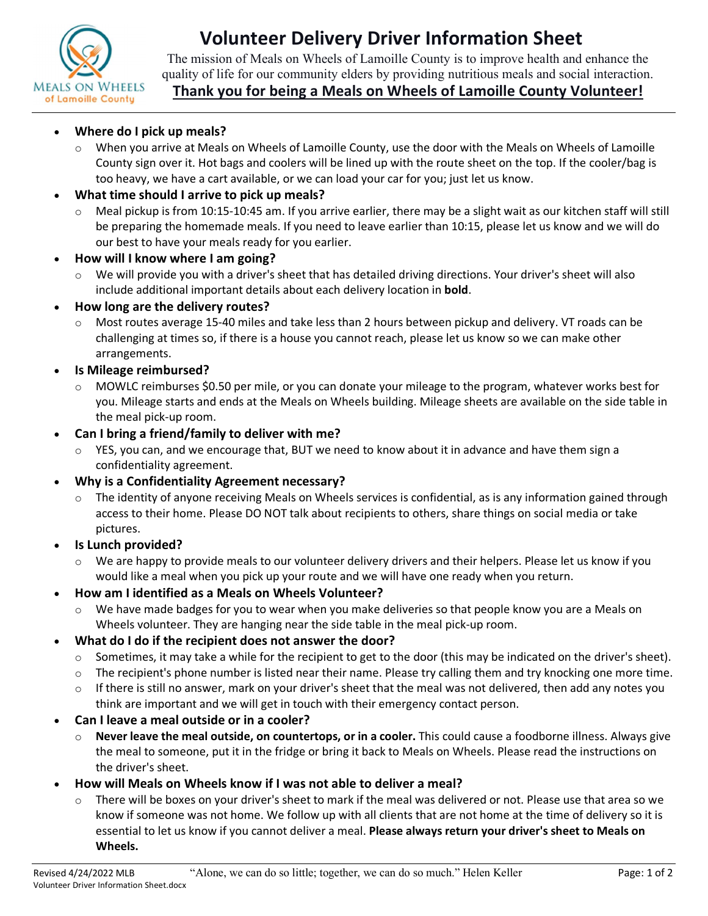# Volunteer Delivery Driver Information Sheet

The mission of Meals on Wheels of Lamoille County is to improve health and enhance the quality of life for our community elders by providing nutritious meals and social interaction.

**Thank you for being a Meals on Wheels of Lamoille County Volunteer!**

---

- **Where do I pick up meals?**
  - When you arrive at Meals on Wheels of Lamoille County, use the door with the Meals on Wheels of Lamoille County sign over it. Hot bags and coolers will be lined up with the route sheet on the top. If the cooler/bag is too heavy, we have a cart available, or we can load your car for you; just let us know.
- **What time should I arrive to pick up meals?**
  - Meal pickup is from 10:15-10:45 am. If you arrive earlier, there may be a slight wait as our kitchen staff will still be preparing the homemade meals. If you need to leave earlier than 10:15, please let us know and we will do our best to have your meals ready for you earlier.
- **How will I know where I am going?**
  - We will provide you with a driver's sheet that has detailed driving directions. Your driver's sheet will also include additional important details about each delivery location in **bold**.
- **How long are the delivery routes?**
  - Most routes average 15-40 miles and take less than 2 hours between pickup and delivery. VT roads can be challenging at times so, if there is a house you cannot reach, please let us know so we can make other arrangements.
- **Is Mileage reimbursed?**
  - MOWLC reimburses $0.50 per mile, or you can donate your mileage to the program, whatever works best for you. Mileage starts and ends at the Meals on Wheels building. Mileage sheets are available on the side table in the meal pick-up room.
- **Can I bring a friend/family to deliver with me?**
  - YES, you can, and we encourage that, BUT we need to know about it in advance and have them sign a confidentiality agreement.
- **Why is a Confidentiality Agreement necessary?**
  - The identity of anyone receiving Meals on Wheels services is confidential, as is any information gained through access to their home. Please DO NOT talk about recipients to others, share things on social media or take pictures.
- **Is Lunch provided?**
  - We are happy to provide meals to our volunteer delivery drivers and their helpers. Please let us know if you would like a meal when you pick up your route and we will have one ready when you return.
- **How am I identified as a Meals on Wheels Volunteer?**
  - We have made badges for you to wear when you make deliveries so that people know you are a Meals on Wheels volunteer. They are hanging near the side table in the meal pick-up room.
- **What do I do if the recipient does not answer the door?**
  - Sometimes, it may take a while for the recipient to get to the door (this may be indicated on the driver's sheet).
  - The recipient's phone number is listed near their name. Please try calling them and try knocking one more time.
  - If there is still no answer, mark on your driver's sheet that the meal was not delivered, then add any notes you think are important and we will get in touch with their emergency contact person.
- **Can I leave a meal outside or in a cooler?**
  - **Never leave the meal outside, on countertops, or in a cooler.** This could cause a foodborne illness. Always give the meal to someone, put it in the fridge or bring it back to Meals on Wheels. Please read the instructions on the driver's sheet.
- **How will Meals on Wheels know if I was not able to deliver a meal?**
  - There will be boxes on your driver's sheet to mark if the meal was delivered or not. Please use that area so we know if someone was not home. We follow up with all clients that are not home at the time of delivery so it is essential to let us know if you cannot deliver a meal. **Please always return your driver's sheet to Meals on Wheels.**

---

Revised 4/24/2022 MLB "Alone, we can do so little; together, we can do so much." Helen Keller

Volunteer Driver Information Sheet.docx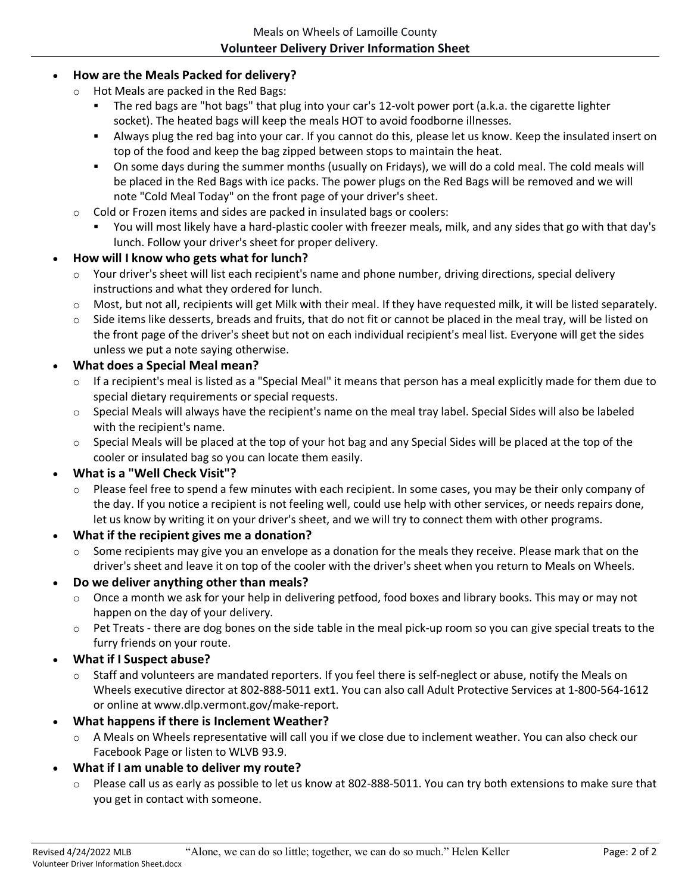- **How are the Meals Packed for delivery?**
  - Hot Meals are packed in the Red Bags:
    - The red bags are "hot bags" that plug into your car's 12-volt power port (a.k.a. the cigarette lighter socket). The heated bags will keep the meals HOT to avoid foodborne illnesses.
    - Always plug the red bag into your car. If you cannot do this, please let us know. Keep the insulated insert on top of the food and keep the bag zipped between stops to maintain the heat.
    - On some days during the summer months (usually on Fridays), we will do a cold meal. The cold meals will be placed in the Red Bags with ice packs. The power plugs on the Red Bags will be removed and we will note "Cold Meal Today" on the front page of your driver's sheet.
  - Cold or Frozen items and sides are packed in insulated bags or coolers:
    - You will most likely have a hard-plastic cooler with freezer meals, milk, and any sides that go with that day's lunch. Follow your driver's sheet for proper delivery.
- **How will I know who gets what for lunch?**
  - Your driver's sheet will list each recipient's name and phone number, driving directions, special delivery instructions and what they ordered for lunch.
  - Most, but not all, recipients will get Milk with their meal. If they have requested milk, it will be listed separately.
  - Side items like desserts, breads and fruits, that do not fit or cannot be placed in the meal tray, will be listed on the front page of the driver's sheet but not on each individual recipient's meal list. Everyone will get the sides unless we put a note saying otherwise.
- **What does a Special Meal mean?**
  - If a recipient's meal is listed as a "Special Meal" it means that person has a meal explicitly made for them due to special dietary requirements or special requests.
  - Special Meals will always have the recipient's name on the meal tray label. Special Sides will also be labeled with the recipient's name.
  - Special Meals will be placed at the top of your hot bag and any Special Sides will be placed at the top of the cooler or insulated bag so you can locate them easily.
- **What is a "Well Check Visit"?**
  - Please feel free to spend a few minutes with each recipient. In some cases, you may be their only company of the day. If you notice a recipient is not feeling well, could use help with other services, or needs repairs done, let us know by writing it on your driver's sheet, and we will try to connect them with other programs.
- **What if the recipient gives me a donation?**
  - Some recipients may give you an envelope as a donation for the meals they receive. Please mark that on the driver's sheet and leave it on top of the cooler with the driver's sheet when you return to Meals on Wheels.
- **Do we deliver anything other than meals?**
  - Once a month we ask for your help in delivering petfood, food boxes and library books. This may or may not happen on the day of your delivery.
  - Pet Treats - there are dog bones on the side table in the meal pick-up room so you can give special treats to the furry friends on your route.
- **What if I Suspect abuse?**
  - Staff and volunteers are mandated reporters. If you feel there is self-neglect or abuse, notify the Meals on Wheels executive director at 802-888-5011 ext1. You can also call Adult Protective Services at 1-800-564-1612 or online at www.dlp.vermont.gov/make-report.
- **What happens if there is Inclement Weather?**
  - A Meals on Wheels representative will call you if we close due to inclement weather. You can also check our Facebook Page or listen to WLVB 93.9.
- **What if I am unable to deliver my route?**
  - Please call us as early as possible to let us know at 802-888-5011. You can try both extensions to make sure that you get in contact with someone.

"Alone, we can do so little; together, we can do so much." Helen Keller